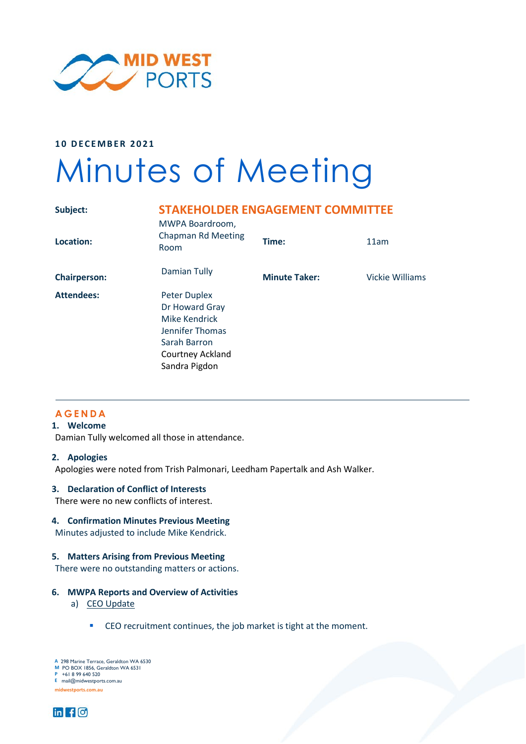**10 DECEMBER 2021**

# Minutes of Meeting

| | | | |
|---|---|---|---|
| **Subject:** | **STAKEHOLDER ENGAGEMENT COMMITTEE** | | |
| **Location:** | MWPA Boardroom, Chapman Rd Meeting Room | **Time:** | 11am |
| **Chairperson:** | Damian Tully | **Minute Taker:** | Vickie Williams |
| **Attendees:** | Peter Duplex<br>Dr Howard Gray<br>Mike Kendrick<br>Jennifer Thomas<br>Sarah Barron<br>Courtney Ackland<br>Sandra Pigdon | | |

## AGENDA

### 1. Welcome

Damian Tully welcomed all those in attendance.

### 2. Apologies

Apologies were noted from Trish Palmonari, Leedham Papertalk and Ash Walker.

### 3. Declaration of Conflict of Interests

There were no new conflicts of interest.

### 4. Confirmation Minutes Previous Meeting

Minutes adjusted to include Mike Kendrick.

### 5. Matters Arising from Previous Meeting

There were no outstanding matters or actions.

### 6. MWPA Reports and Overview of Activities

a) CEO Update

- CEO recruitment continues, the job market is tight at the moment.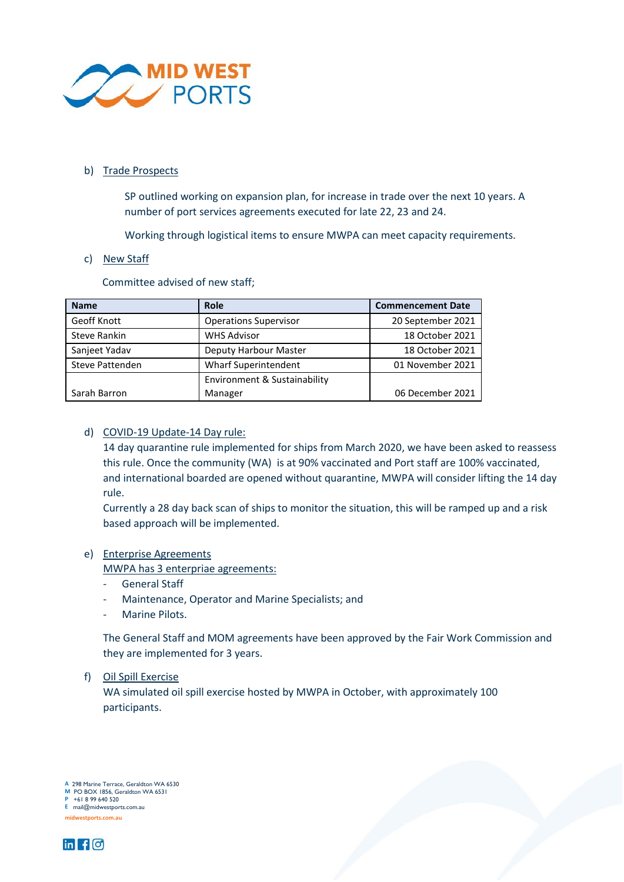b) Trade Prospects

SP outlined working on expansion plan, for increase in trade over the next 10 years. A number of port services agreements executed for late 22, 23 and 24.

Working through logistical items to ensure MWPA can meet capacity requirements.

c) New Staff

Committee advised of new staff;

| Name | Role | Commencement Date |
|---|---|---|
| Geoff Knott | Operations Supervisor | 20 September 2021 |
| Steve Rankin | WHS Advisor | 18 October 2021 |
| Sanjeet Yadav | Deputy Harbour Master | 18 October 2021 |
| Steve Pattenden | Wharf Superintendent | 01 November 2021 |
| Sarah Barron | Environment & Sustainability Manager | 06 December 2021 |

d) COVID-19 Update-14 Day rule:

14 day quarantine rule implemented for ships from March 2020, we have been asked to reassess this rule. Once the community (WA) is at 90% vaccinated and Port staff are 100% vaccinated, and international boarded are opened without quarantine, MWPA will consider lifting the 14 day rule.

Currently a 28 day back scan of ships to monitor the situation, this will be ramped up and a risk based approach will be implemented.

e) Enterprise Agreements

MWPA has 3 enterpriae agreements:

- General Staff
- Maintenance, Operator and Marine Specialists; and
- Marine Pilots.

The General Staff and MOM agreements have been approved by the Fair Work Commission and they are implemented for 3 years.

f) Oil Spill Exercise

WA simulated oil spill exercise hosted by MWPA in October, with approximately 100 participants.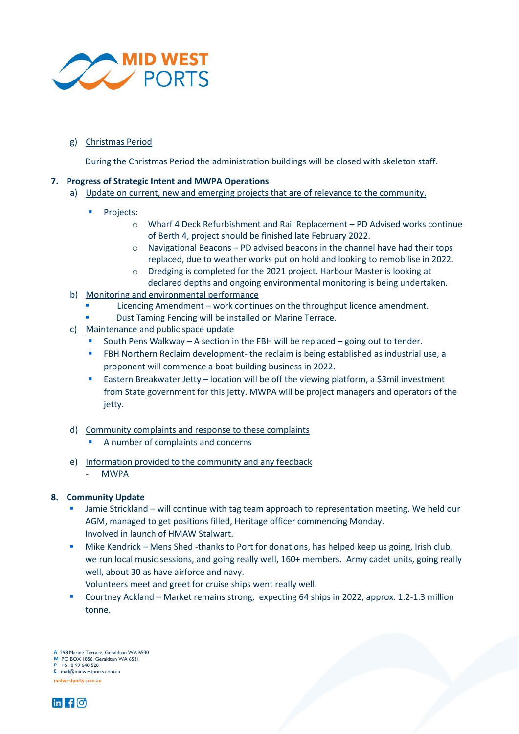g) <u>Christmas Period</u>

During the Christmas Period the administration buildings will be closed with skeleton staff.

**7. Progress of Strategic Intent and MWPA Operations**

a) <u>Update on current, new and emerging projects that are of relevance to the community.</u>

- Projects:
    - Wharf 4 Deck Refurbishment and Rail Replacement – PD Advised works continue of Berth 4, project should be finished late February 2022.
    - Navigational Beacons – PD advised beacons in the channel have had their tops replaced, due to weather works put on hold and looking to remobilise in 2022.
    - Dredging is completed for the 2021 project. Harbour Master is looking at declared depths and ongoing environmental monitoring is being undertaken.

b) <u>Monitoring and environmental performance</u>

- Licencing Amendment – work continues on the throughput licence amendment.
- Dust Taming Fencing will be installed on Marine Terrace.

c) <u>Maintenance and public space update</u>

- South Pens Walkway – A section in the FBH will be replaced – going out to tender.
- FBH Northern Reclaim development- the reclaim is being established as industrial use, a proponent will commence a boat building business in 2022.
- Eastern Breakwater Jetty – location will be off the viewing platform, a $3mil investment from State government for this jetty. MWPA will be project managers and operators of the jetty.

d) <u>Community complaints and response to these complaints</u>

- A number of complaints and concerns

e) <u>Information provided to the community and any feedback</u>

- MWPA

**8. Community Update**

- Jamie Strickland – will continue with tag team approach to representation meeting. We held our AGM, managed to get positions filled, Heritage officer commencing Monday.
  Involved in launch of HMAW Stalwart.
- Mike Kendrick – Mens Shed -thanks to Port for donations, has helped keep us going, Irish club, we run local music sessions, and going really well, 160+ members. Army cadet units, going really well, about 30 as have airforce and navy.
  Volunteers meet and greet for cruise ships went really well.
- Courtney Ackland – Market remains strong, expecting 64 ships in 2022, approx. 1.2-1.3 million tonne.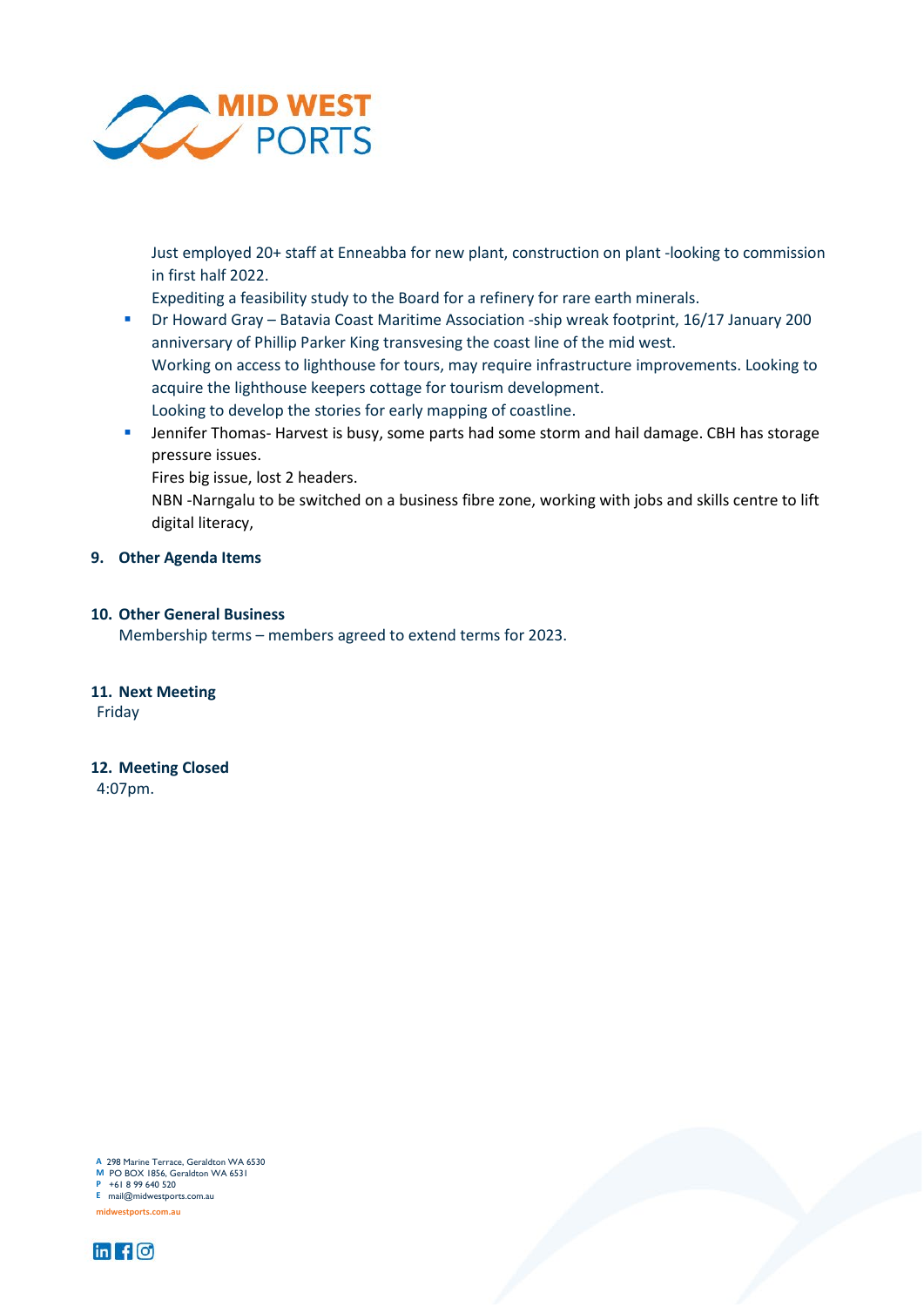Just employed 20+ staff at Enneabba for new plant, construction on plant -looking to commission in first half 2022.
Expediting a feasibility study to the Board for a refinery for rare earth minerals.

- Dr Howard Gray – Batavia Coast Maritime Association -ship wreak footprint, 16/17 January 200 anniversary of Phillip Parker King transvesing the coast line of the mid west.
  Working on access to lighthouse for tours, may require infrastructure improvements. Looking to acquire the lighthouse keepers cottage for tourism development.
  Looking to develop the stories for early mapping of coastline.
- Jennifer Thomas- Harvest is busy, some parts had some storm and hail damage. CBH has storage pressure issues.
  Fires big issue, lost 2 headers.
  NBN -Narngalu to be switched on a business fibre zone, working with jobs and skills centre to lift digital literacy,

## 9. Other Agenda Items

## 10. Other General Business

Membership terms – members agreed to extend terms for 2023.

## 11. Next Meeting

Friday

## 12. Meeting Closed

4:07pm.